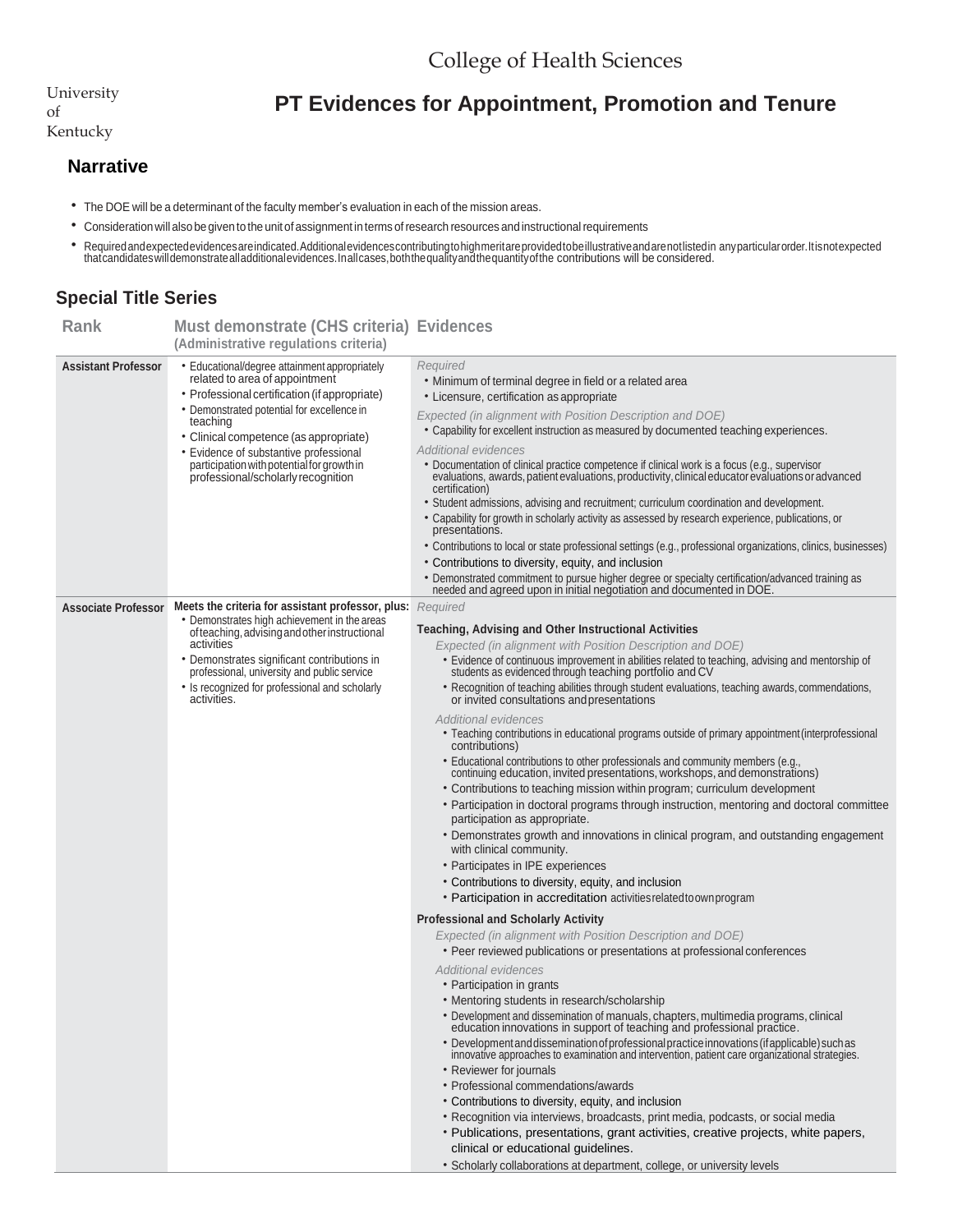University of Kentucky

# College of Health Sciences

# PT Evidences for Appointment, Promotion and Tenure

## Narrative

- The DOE will be a determinant of the faculty member's evaluation in each of the mission areas.
- Consideration will also be given to the unit of assignment in terms of research resources and instructional requirements
- Required and expected evidences are indicated. Additional evidences contributing to high merit are provided to be illustrative and are not listed in any particular order. It is not expected that candidates will demonstrate all additional evidences. In all cases, both the quality and the quantity of the contributions will be considered.

## Special Title Series

| Rank | Must demonstrate (CHS criteria) (Administrative regulations criteria) | Evidences |
|---|---|---|
| **Assistant Professor** | • Educational/degree attainment appropriately related to area of appointment<br>• Professional certification (if appropriate)<br>• Demonstrated potential for excellence in teaching<br>• Clinical competence (as appropriate)<br>• Evidence of substantive professional participation with potential for growth in professional/scholarly recognition | *Required*<br>• Minimum of terminal degree in field or a related area<br>• Licensure, certification as appropriate<br>*Expected (in alignment with Position Description and DOE)*<br>• Capability for excellent instruction as measured by documented teaching experiences.<br>*Additional evidences*<br>• Documentation of clinical practice competence if clinical work is a focus (e.g., supervisor evaluations, awards, patient evaluations, productivity, clinical educator evaluations or advanced certification)<br>• Student admissions, advising and recruitment; curriculum coordination and development.<br>• Capability for growth in scholarly activity as assessed by research experience, publications, or presentations.<br>• Contributions to local or state professional settings (e.g., professional organizations, clinics, businesses)<br>• Contributions to diversity, equity, and inclusion<br>• Demonstrated commitment to pursue higher degree or specialty certification/advanced training as needed and agreed upon in initial negotiation and documented in DOE. |
| **Associate Professor** | **Meets the criteria for assistant professor, plus:**<br>• Demonstrates high achievement in the areas of teaching, advising and other instructional activities<br>• Demonstrates significant contributions in professional, university and public service<br>• Is recognized for professional and scholarly activities. | *Required*<br>**Teaching, Advising and Other Instructional Activities**<br>*Expected (in alignment with Position Description and DOE)*<br>• Evidence of continuous improvement in abilities related to teaching, advising and mentorship of students as evidenced through teaching portfolio and CV<br>• Recognition of teaching abilities through student evaluations, teaching awards, commendations, or invited consultations and presentations<br>*Additional evidences*<br>• Teaching contributions in educational programs outside of primary appointment (interprofessional contributions)<br>• Educational contributions to other professionals and community members (e.g., continuing education, invited presentations, workshops, and demonstrations)<br>• Contributions to teaching mission within program; curriculum development<br>• Participation in doctoral programs through instruction, mentoring and doctoral committee participation as appropriate.<br>• Demonstrates growth and innovations in clinical program, and outstanding engagement with clinical community.<br>• Participates in IPE experiences<br>• Contributions to diversity, equity, and inclusion<br>• Participation in accreditation activities related to own program<br>**Professional and Scholarly Activity**<br>*Expected (in alignment with Position Description and DOE)*<br>• Peer reviewed publications or presentations at professional conferences<br>*Additional evidences*<br>• Participation in grants<br>• Mentoring students in research/scholarship<br>• Development and dissemination of manuals, chapters, multimedia programs, clinical education innovations in support of teaching and professional practice.<br>• Development and dissemination of professional practice innovations (if applicable) such as innovative approaches to examination and intervention, patient care organizational strategies.<br>• Reviewer for journals<br>• Professional commendations/awards<br>• Contributions to diversity, equity, and inclusion<br>• Recognition via interviews, broadcasts, print media, podcasts, or social media<br>• Publications, presentations, grant activities, creative projects, white papers, clinical or educational guidelines.<br>• Scholarly collaborations at department, college, or university levels |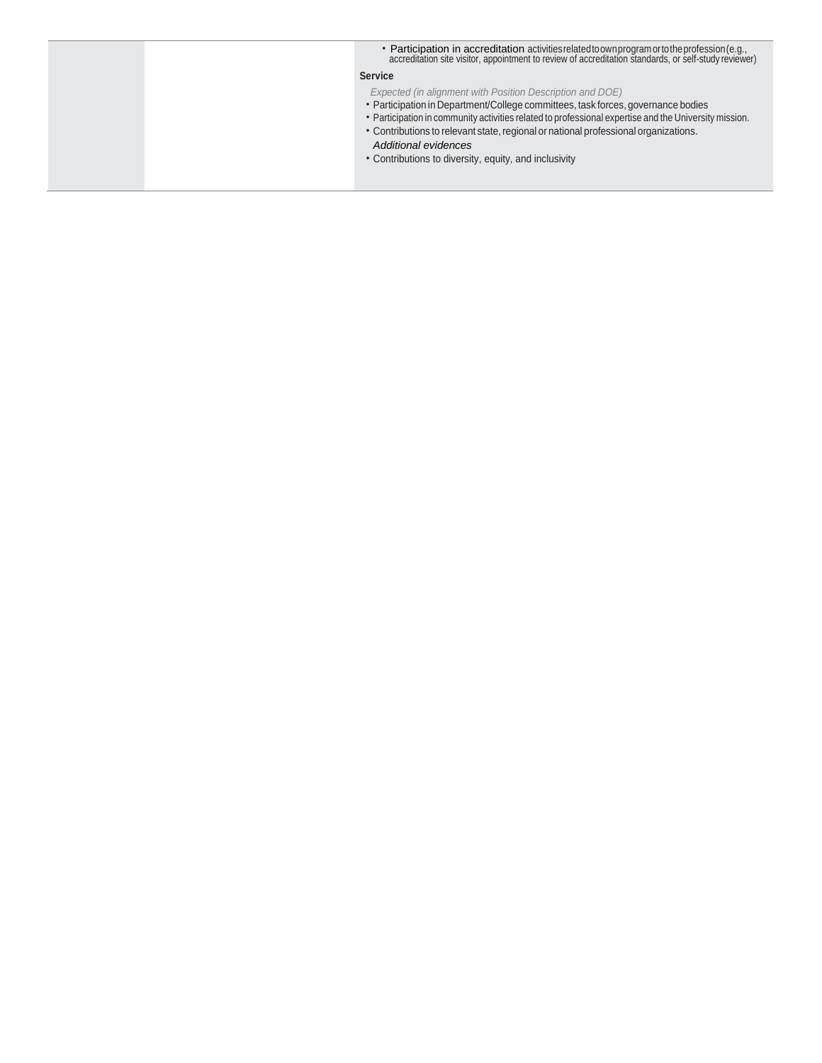| | | • Participation in accreditation activities related to own program or to the profession (e.g., accreditation site visitor, appointment to review of accreditation standards, or self-study reviewer)<br><br>**Service**<br><br>*Expected (in alignment with Position Description and DOE)*<br>• Participation in Department/College committees, task forces, governance bodies<br>• Participation in community activities related to professional expertise and the University mission.<br>• Contributions to relevant state, regional or national professional organizations.<br>*Additional evidences*<br>• Contributions to diversity, equity, and inclusivity |
|---|---|---|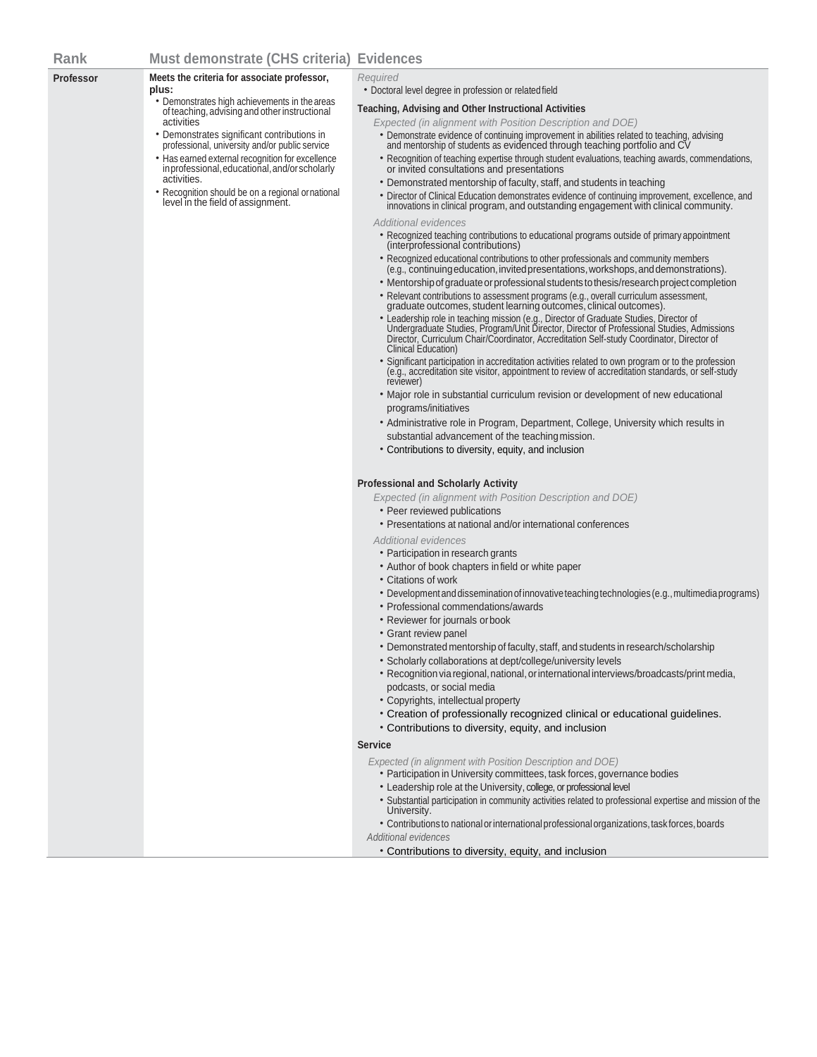| Rank | Must demonstrate (CHS criteria) | Evidences |
|---|---|---|
| **Professor** | **Meets the criteria for associate professor, plus:**<br>• Demonstrates high achievements in the areas of teaching, advising and other instructional activities<br>• Demonstrates significant contributions in professional, university and/or public service<br>• Has earned external recognition for excellence in professional, educational, and/or scholarly activities.<br>• Recognition should be on a regional or national level in the field of assignment. | *Required*<br>• Doctoral level degree in profession or related field<br><br>**Teaching, Advising and Other Instructional Activities**<br>*Expected (in alignment with Position Description and DOE)*<br>• Demonstrate evidence of continuing improvement in abilities related to teaching, advising and mentorship of students as evidenced through teaching portfolio and CV<br>• Recognition of teaching expertise through student evaluations, teaching awards, commendations, or invited consultations and presentations<br>• Demonstrated mentorship of faculty, staff, and students in teaching<br>• Director of Clinical Education demonstrates evidence of continuing improvement, excellence, and innovations in clinical program, and outstanding engagement with clinical community.<br>*Additional evidences*<br>• Recognized teaching contributions to educational programs outside of primary appointment (interprofessional contributions)<br>• Recognized educational contributions to other professionals and community members (e.g., continuing education, invited presentations, workshops, and demonstrations).<br>• Mentorship of graduate or professional students to thesis/research project completion<br>• Relevant contributions to assessment programs (e.g., overall curriculum assessment, graduate outcomes, student learning outcomes, clinical outcomes).<br>• Leadership role in teaching mission (e.g., Director of Graduate Studies, Director of Undergraduate Studies, Program/Unit Director, Director of Professional Studies, Admissions Director, Curriculum Chair/Coordinator, Accreditation Self-study Coordinator, Director of Clinical Education)<br>• Significant participation in accreditation activities related to own program or to the profession (e.g., accreditation site visitor, appointment to review of accreditation standards, or self-study reviewer)<br>• Major role in substantial curriculum revision or development of new educational programs/initiatives<br>• Administrative role in Program, Department, College, University which results in substantial advancement of the teaching mission.<br>• Contributions to diversity, equity, and inclusion<br><br>**Professional and Scholarly Activity**<br>*Expected (in alignment with Position Description and DOE)*<br>• Peer reviewed publications<br>• Presentations at national and/or international conferences<br>*Additional evidences*<br>• Participation in research grants<br>• Author of book chapters in field or white paper<br>• Citations of work<br>• Development and dissemination of innovative teaching technologies (e.g., multimedia programs)<br>• Professional commendations/awards<br>• Reviewer for journals or book<br>• Grant review panel<br>• Demonstrated mentorship of faculty, staff, and students in research/scholarship<br>• Scholarly collaborations at dept/college/university levels<br>• Recognition via regional, national, or international interviews/broadcasts/print media, podcasts, or social media<br>• Copyrights, intellectual property<br>• Creation of professionally recognized clinical or educational guidelines.<br>• Contributions to diversity, equity, and inclusion<br><br>**Service**<br>*Expected (in alignment with Position Description and DOE)*<br>• Participation in University committees, task forces, governance bodies<br>• Leadership role at the University, college, or professional level<br>• Substantial participation in community activities related to professional expertise and mission of the University.<br>• Contributions to national or international professional organizations, task forces, boards<br>*Additional evidences*<br>• Contributions to diversity, equity, and inclusion |